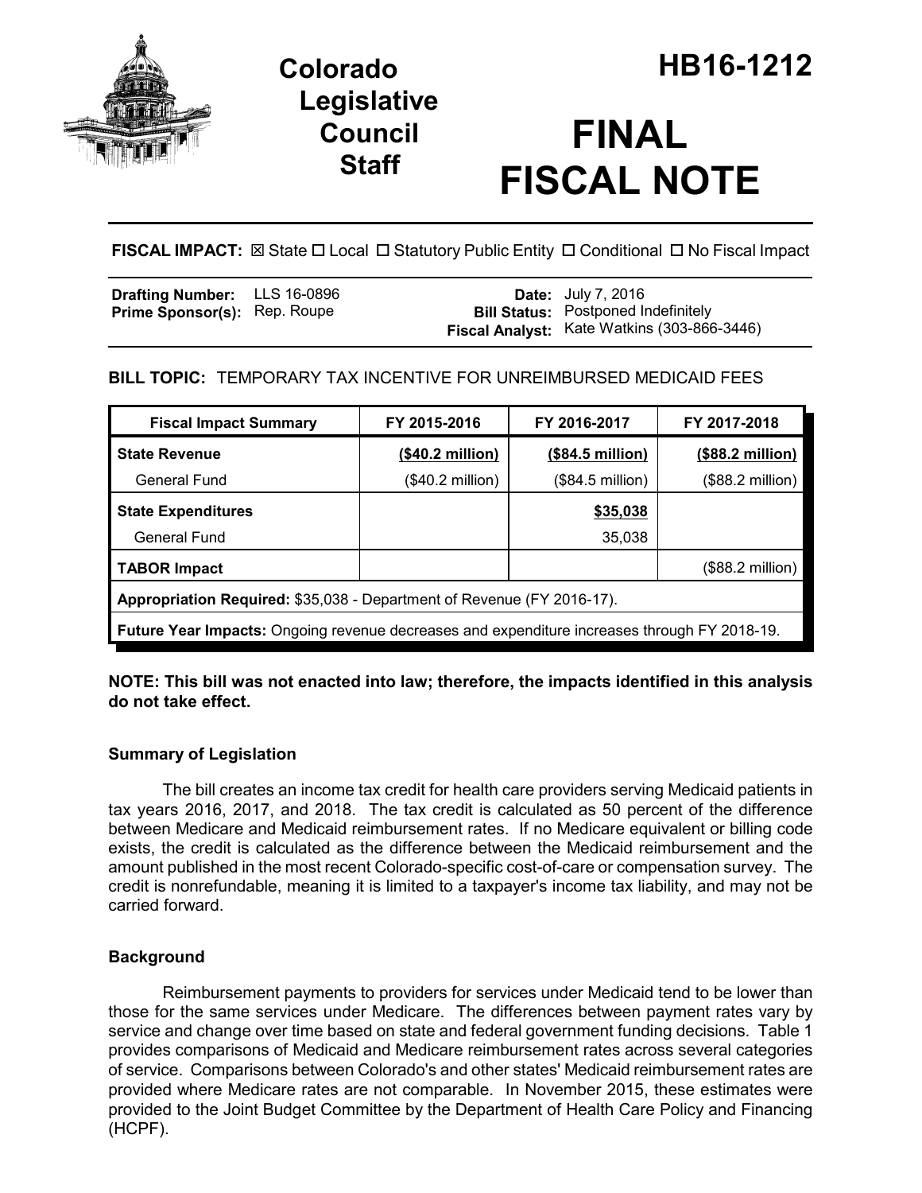# Colorado Legislative Council Staff

# HB16-1212

# FINAL FISCAL NOTE

**FISCAL IMPACT:** ☒ State ☐ Local ☐ Statutory Public Entity ☐ Conditional ☐ No Fiscal Impact

| | | | |
|---|---|---|---|
| **Drafting Number:** | LLS 16-0896 | **Date:** | July 7, 2016 |
| **Prime Sponsor(s):** | Rep. Roupe | **Bill Status:** | Postponed Indefinitely |
| | | **Fiscal Analyst:** | Kate Watkins (303-866-3446) |

**BILL TOPIC:** TEMPORARY TAX INCENTIVE FOR UNREIMBURSED MEDICAID FEES

| Fiscal Impact Summary | FY 2015-2016 | FY 2016-2017 | FY 2017-2018 |
|---|---|---|---|
| **State Revenue** | **($40.2 million)** | **($84.5 million)** | **($88.2 million)** |
| General Fund | ($40.2 million) | ($84.5 million) | ($88.2 million) |
| **State Expenditures** | | **$35,038** | |
| General Fund | | 35,038 | |
| **TABOR Impact** | | | ($88.2 million) |
| **Appropriation Required:** $35,038 - Department of Revenue (FY 2016-17). | | | |
| **Future Year Impacts:** Ongoing revenue decreases and expenditure increases through FY 2018-19. | | | |

**NOTE: This bill was not enacted into law; therefore, the impacts identified in this analysis do not take effect.**

## Summary of Legislation

The bill creates an income tax credit for health care providers serving Medicaid patients in tax years 2016, 2017, and 2018. The tax credit is calculated as 50 percent of the difference between Medicare and Medicaid reimbursement rates. If no Medicare equivalent or billing code exists, the credit is calculated as the difference between the Medicaid reimbursement and the amount published in the most recent Colorado-specific cost-of-care or compensation survey. The credit is nonrefundable, meaning it is limited to a taxpayer's income tax liability, and may not be carried forward.

## Background

Reimbursement payments to providers for services under Medicaid tend to be lower than those for the same services under Medicare. The differences between payment rates vary by service and change over time based on state and federal government funding decisions. Table 1 provides comparisons of Medicaid and Medicare reimbursement rates across several categories of service. Comparisons between Colorado's and other states' Medicaid reimbursement rates are provided where Medicare rates are not comparable. In November 2015, these estimates were provided to the Joint Budget Committee by the Department of Health Care Policy and Financing (HCPF).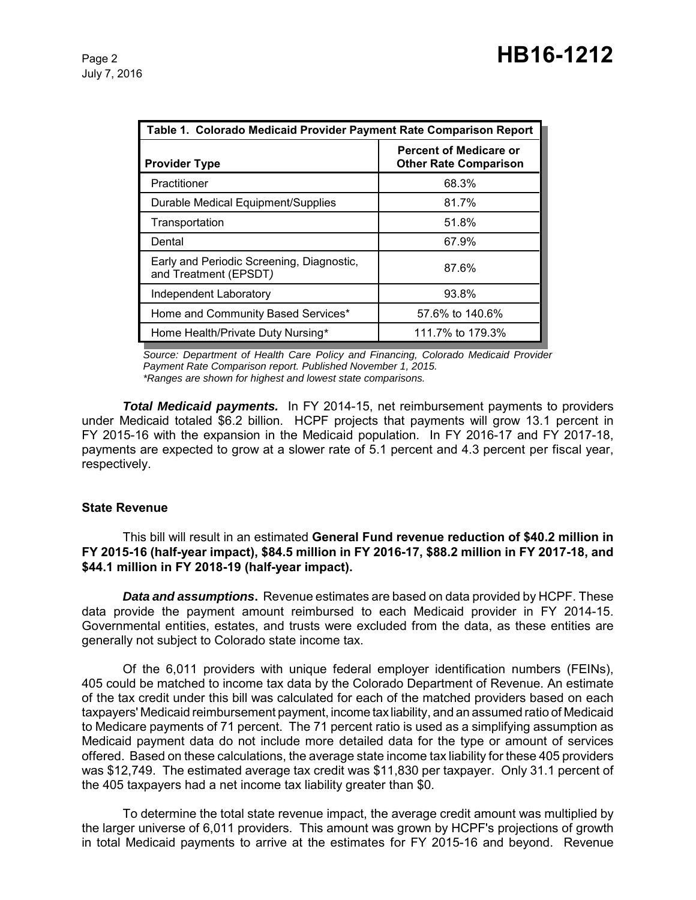| Table 1. Colorado Medicaid Provider Payment Rate Comparison Report | |
|---|---|
| **Provider Type** | **Percent of Medicare or Other Rate Comparison** |
| Practitioner | 68.3% |
| Durable Medical Equipment/Supplies | 81.7% |
| Transportation | 51.8% |
| Dental | 67.9% |
| Early and Periodic Screening, Diagnostic, and Treatment (EPSDT) | 87.6% |
| Independent Laboratory | 93.8% |
| Home and Community Based Services* | 57.6% to 140.6% |
| Home Health/Private Duty Nursing* | 111.7% to 179.3% |

*Source: Department of Health Care Policy and Financing, Colorado Medicaid Provider Payment Rate Comparison report. Published November 1, 2015.*
*\*Ranges are shown for highest and lowest state comparisons.*

***Total Medicaid payments.*** In FY 2014-15, net reimbursement payments to providers under Medicaid totaled $6.2 billion. HCPF projects that payments will grow 13.1 percent in FY 2015-16 with the expansion in the Medicaid population. In FY 2016-17 and FY 2017-18, payments are expected to grow at a slower rate of 5.1 percent and 4.3 percent per fiscal year, respectively.

### State Revenue

This bill will result in an estimated **General Fund revenue reduction of $40.2 million in FY 2015-16 (half-year impact), $84.5 million in FY 2016-17, $88.2 million in FY 2017-18, and $44.1 million in FY 2018-19 (half-year impact).**

***Data and assumptions*.** Revenue estimates are based on data provided by HCPF. These data provide the payment amount reimbursed to each Medicaid provider in FY 2014-15. Governmental entities, estates, and trusts were excluded from the data, as these entities are generally not subject to Colorado state income tax.

Of the 6,011 providers with unique federal employer identification numbers (FEINs), 405 could be matched to income tax data by the Colorado Department of Revenue. An estimate of the tax credit under this bill was calculated for each of the matched providers based on each taxpayers' Medicaid reimbursement payment, income tax liability, and an assumed ratio of Medicaid to Medicare payments of 71 percent. The 71 percent ratio is used as a simplifying assumption as Medicaid payment data do not include more detailed data for the type or amount of services offered. Based on these calculations, the average state income tax liability for these 405 providers was $12,749. The estimated average tax credit was $11,830 per taxpayer. Only 31.1 percent of the 405 taxpayers had a net income tax liability greater than $0.

To determine the total state revenue impact, the average credit amount was multiplied by the larger universe of 6,011 providers. This amount was grown by HCPF's projections of growth in total Medicaid payments to arrive at the estimates for FY 2015-16 and beyond. Revenue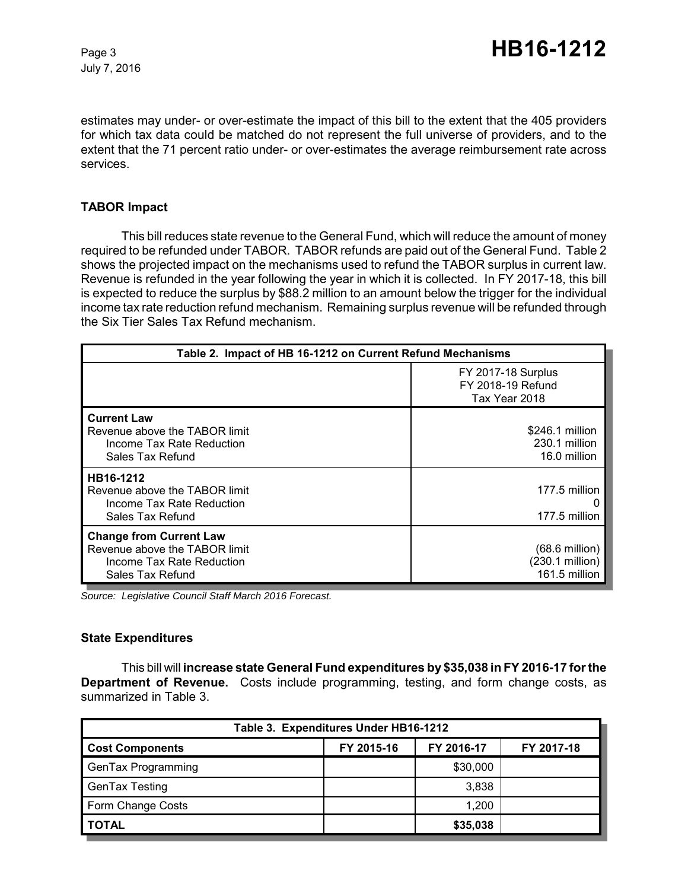estimates may under- or over-estimate the impact of this bill to the extent that the 405 providers for which tax data could be matched do not represent the full universe of providers, and to the extent that the 71 percent ratio under- or over-estimates the average reimbursement rate across services.

**TABOR Impact**

This bill reduces state revenue to the General Fund, which will reduce the amount of money required to be refunded under TABOR. TABOR refunds are paid out of the General Fund. Table 2 shows the projected impact on the mechanisms used to refund the TABOR surplus in current law. Revenue is refunded in the year following the year in which it is collected. In FY 2017-18, this bill is expected to reduce the surplus by $88.2 million to an amount below the trigger for the individual income tax rate reduction refund mechanism. Remaining surplus revenue will be refunded through the Six Tier Sales Tax Refund mechanism.

| Table 2. Impact of HB 16-1212 on Current Refund Mechanisms | |
|---|---|
| | FY 2017-18 Surplus<br>FY 2018-19 Refund<br>Tax Year 2018 |
| **Current Law** | |
| Revenue above the TABOR limit | $246.1 million |
| Income Tax Rate Reduction | 230.1 million |
| Sales Tax Refund | 16.0 million |
| **HB16-1212** | |
| Revenue above the TABOR limit | 177.5 million |
| Income Tax Rate Reduction | 0 |
| Sales Tax Refund | 177.5 million |
| **Change from Current Law** | |
| Revenue above the TABOR limit | (68.6 million) |
| Income Tax Rate Reduction | (230.1 million) |
| Sales Tax Refund | 161.5 million |

*Source: Legislative Council Staff March 2016 Forecast.*

**State Expenditures**

This bill will **increase state General Fund expenditures by $35,038 in FY 2016-17 for the Department of Revenue.** Costs include programming, testing, and form change costs, as summarized in Table 3.

| Table 3. Expenditures Under HB16-1212 | | | |
|---|---|---|---|
| **Cost Components** | **FY 2015-16** | **FY 2016-17** | **FY 2017-18** |
| GenTax Programming | | $30,000 | |
| GenTax Testing | | 3,838 | |
| Form Change Costs | | 1,200 | |
| **TOTAL** | | **$35,038** | |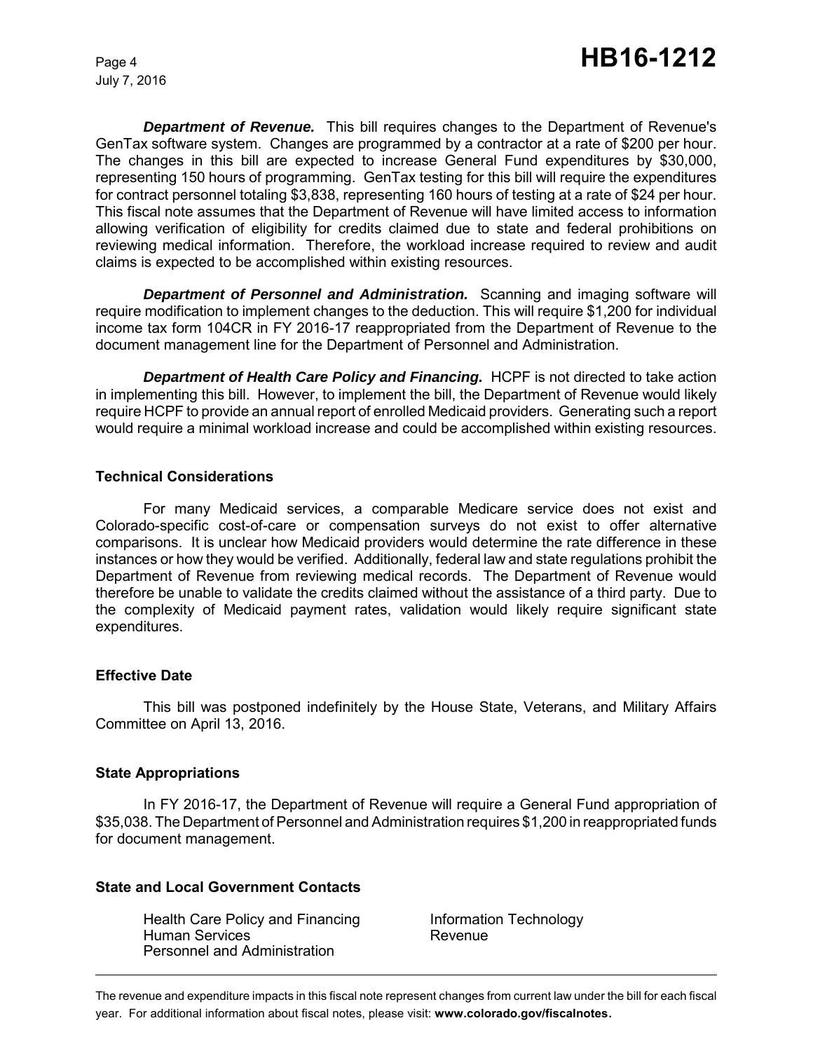***Department of Revenue.*** This bill requires changes to the Department of Revenue's GenTax software system. Changes are programmed by a contractor at a rate of $200 per hour. The changes in this bill are expected to increase General Fund expenditures by $30,000, representing 150 hours of programming. GenTax testing for this bill will require the expenditures for contract personnel totaling $3,838, representing 160 hours of testing at a rate of $24 per hour. This fiscal note assumes that the Department of Revenue will have limited access to information allowing verification of eligibility for credits claimed due to state and federal prohibitions on reviewing medical information. Therefore, the workload increase required to review and audit claims is expected to be accomplished within existing resources.

***Department of Personnel and Administration.*** Scanning and imaging software will require modification to implement changes to the deduction. This will require $1,200 for individual income tax form 104CR in FY 2016-17 reappropriated from the Department of Revenue to the document management line for the Department of Personnel and Administration.

***Department of Health Care Policy and Financing.*** HCPF is not directed to take action in implementing this bill. However, to implement the bill, the Department of Revenue would likely require HCPF to provide an annual report of enrolled Medicaid providers. Generating such a report would require a minimal workload increase and could be accomplished within existing resources.

## Technical Considerations

For many Medicaid services, a comparable Medicare service does not exist and Colorado-specific cost-of-care or compensation surveys do not exist to offer alternative comparisons. It is unclear how Medicaid providers would determine the rate difference in these instances or how they would be verified. Additionally, federal law and state regulations prohibit the Department of Revenue from reviewing medical records. The Department of Revenue would therefore be unable to validate the credits claimed without the assistance of a third party. Due to the complexity of Medicaid payment rates, validation would likely require significant state expenditures.

## Effective Date

This bill was postponed indefinitely by the House State, Veterans, and Military Affairs Committee on April 13, 2016.

## State Appropriations

In FY 2016-17, the Department of Revenue will require a General Fund appropriation of $35,038. The Department of Personnel and Administration requires $1,200 in reappropriated funds for document management.

## State and Local Government Contacts

Health Care Policy and Financing
Human Services
Personnel and Administration
Information Technology
Revenue

The revenue and expenditure impacts in this fiscal note represent changes from current law under the bill for each fiscal year. For additional information about fiscal notes, please visit: **www.colorado.gov/fiscalnotes.**